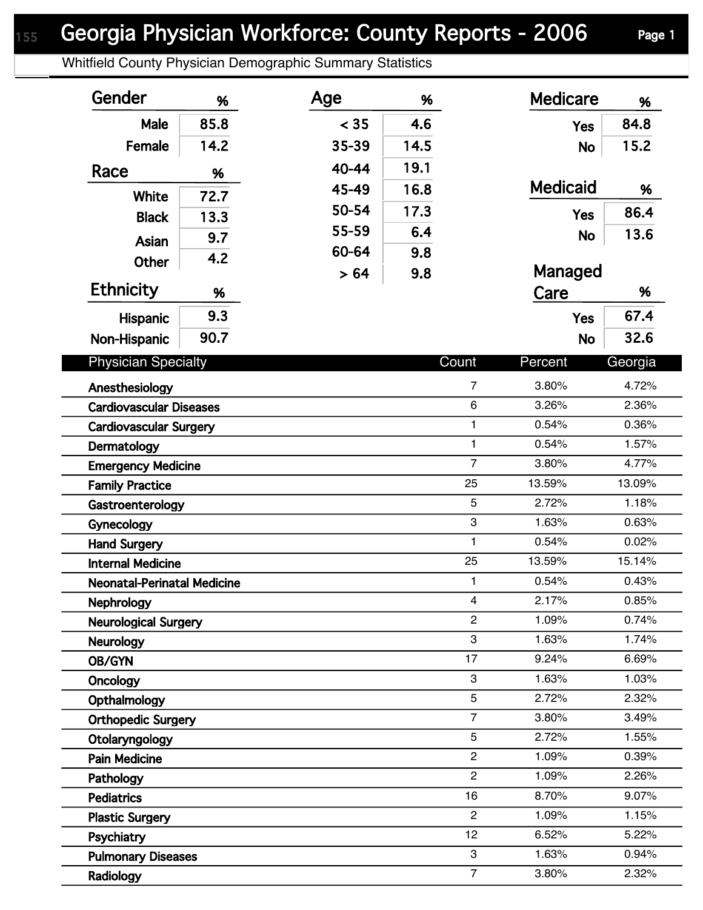# Georgia Physician Workforce: County Reports - 2006

## Whitfield County Physician Demographic Summary Statistics

### Gender

| Gender | % |
|---|---|
| Male | 85.8 |
| Female | 14.2 |

### Race

| Race | % |
|---|---|
| White | 72.7 |
| Black | 13.3 |
| Asian | 9.7 |
| Other | 4.2 |

### Ethnicity

| Ethnicity | % |
|---|---|
| Hispanic | 9.3 |
| Non-Hispanic | 90.7 |

### Age

| Age | % |
|---|---|
| < 35 | 4.6 |
| 35-39 | 14.5 |
| 40-44 | 19.1 |
| 45-49 | 16.8 |
| 50-54 | 17.3 |
| 55-59 | 6.4 |
| 60-64 | 9.8 |
| > 64 | 9.8 |

### Medicare

| Medicare | % |
|---|---|
| Yes | 84.8 |
| No | 15.2 |

### Medicaid

| Medicaid | % |
|---|---|
| Yes | 86.4 |
| No | 13.6 |

### Managed Care

| Managed Care | % |
|---|---|
| Yes | 67.4 |
| No | 32.6 |

| Physician Specialty | Count | Percent | Georgia |
|---|---|---|---|
| Anesthesiology | 7 | 3.80% | 4.72% |
| Cardiovascular Diseases | 6 | 3.26% | 2.36% |
| Cardiovascular Surgery | 1 | 0.54% | 0.36% |
| Dermatology | 1 | 0.54% | 1.57% |
| Emergency Medicine | 7 | 3.80% | 4.77% |
| Family Practice | 25 | 13.59% | 13.09% |
| Gastroenterology | 5 | 2.72% | 1.18% |
| Gynecology | 3 | 1.63% | 0.63% |
| Hand Surgery | 1 | 0.54% | 0.02% |
| Internal Medicine | 25 | 13.59% | 15.14% |
| Neonatal-Perinatal Medicine | 1 | 0.54% | 0.43% |
| Nephrology | 4 | 2.17% | 0.85% |
| Neurological Surgery | 2 | 1.09% | 0.74% |
| Neurology | 3 | 1.63% | 1.74% |
| OB/GYN | 17 | 9.24% | 6.69% |
| Oncology | 3 | 1.63% | 1.03% |
| Opthalmology | 5 | 2.72% | 2.32% |
| Orthopedic Surgery | 7 | 3.80% | 3.49% |
| Otolaryngology | 5 | 2.72% | 1.55% |
| Pain Medicine | 2 | 1.09% | 0.39% |
| Pathology | 2 | 1.09% | 2.26% |
| Pediatrics | 16 | 8.70% | 9.07% |
| Plastic Surgery | 2 | 1.09% | 1.15% |
| Psychiatry | 12 | 6.52% | 5.22% |
| Pulmonary Diseases | 3 | 1.63% | 0.94% |
| Radiology | 7 | 3.80% | 2.32% |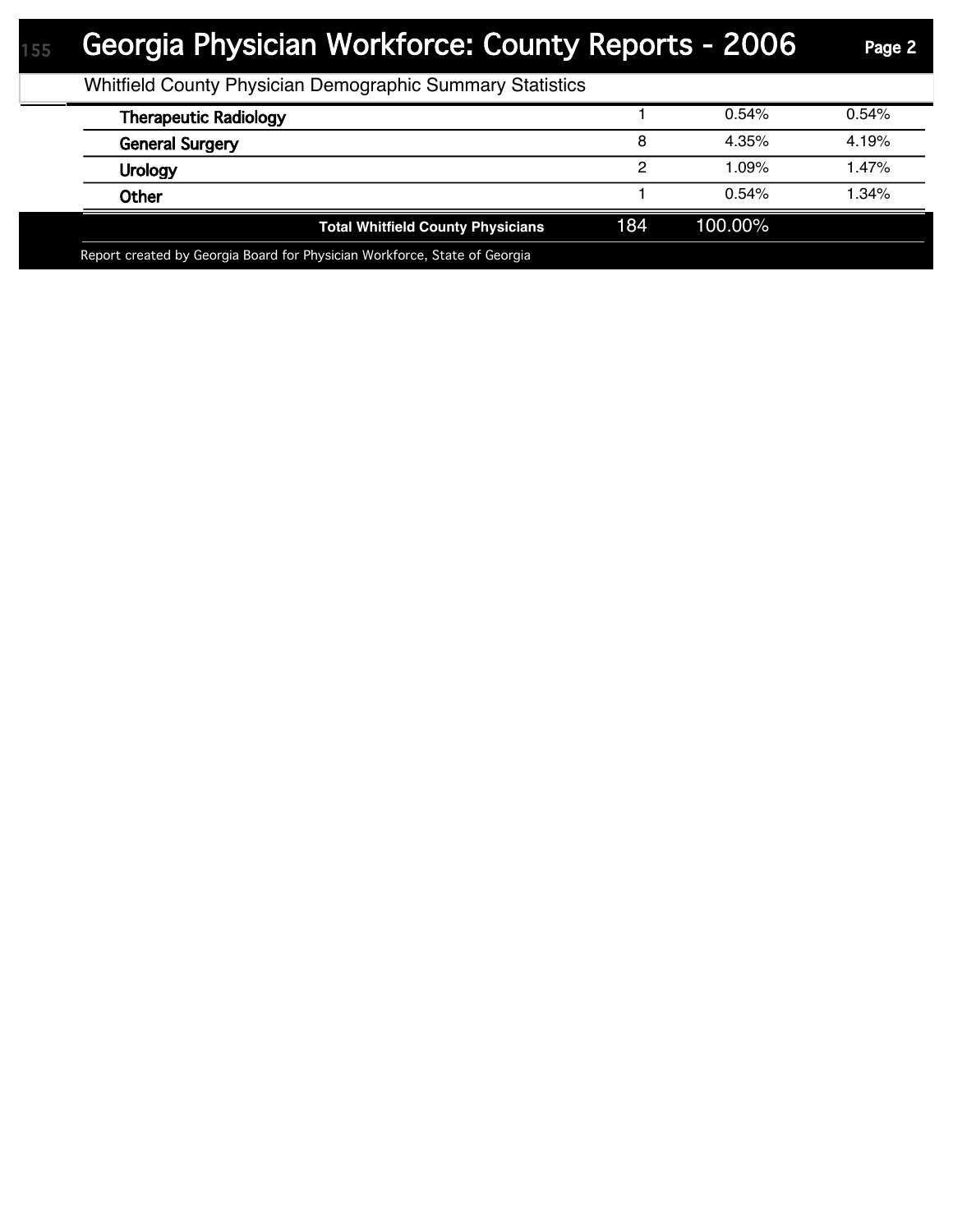Whitfield County Physician Demographic Summary Statistics

| | | | |
|---|---|---|---|
| **Therapeutic Radiology** | 1 | 0.54% | 0.54% |
| **General Surgery** | 8 | 4.35% | 4.19% |
| **Urology** | 2 | 1.09% | 1.47% |
| **Other** | 1 | 0.54% | 1.34% |
| **Total Whitfield County Physicians** | 184 | 100.00% | |

Report created by Georgia Board for Physician Workforce, State of Georgia